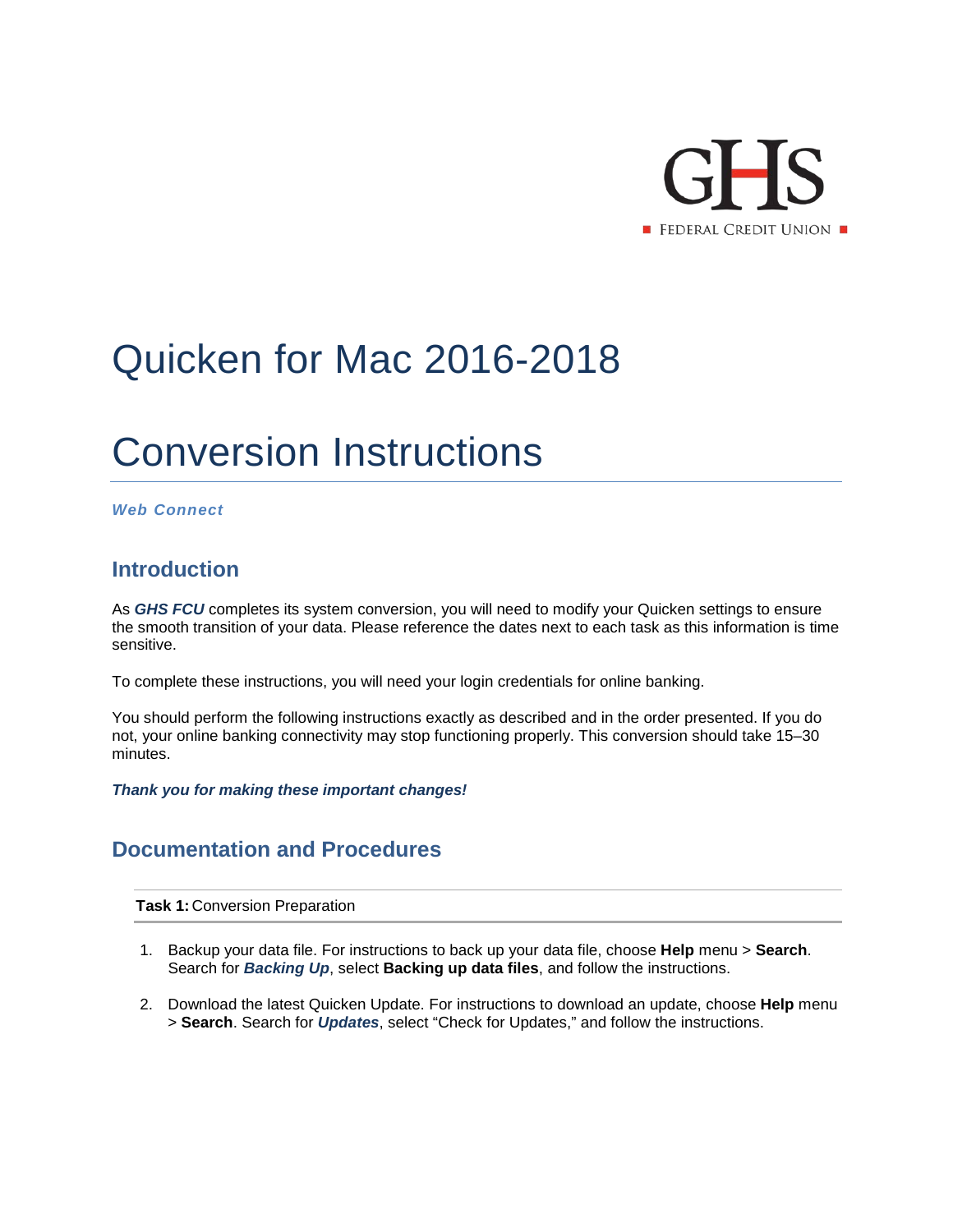GHS
FEDERAL CREDIT UNION

# Quicken for Mac 2016-2018

# Conversion Instructions

***Web Connect***

## Introduction

As ***GHS FCU*** completes its system conversion, you will need to modify your Quicken settings to ensure the smooth transition of your data. Please reference the dates next to each task as this information is time sensitive.

To complete these instructions, you will need your login credentials for online banking.

You should perform the following instructions exactly as described and in the order presented. If you do not, your online banking connectivity may stop functioning properly. This conversion should take 15–30 minutes.

***Thank you for making these important changes!***

## Documentation and Procedures

**Task 1:** Conversion Preparation

1. Backup your data file. For instructions to back up your data file, choose **Help** menu > **Search**. Search for ***Backing Up***, select **Backing up data files**, and follow the instructions.

2. Download the latest Quicken Update. For instructions to download an update, choose **Help** menu > **Search**. Search for ***Updates***, select "Check for Updates," and follow the instructions.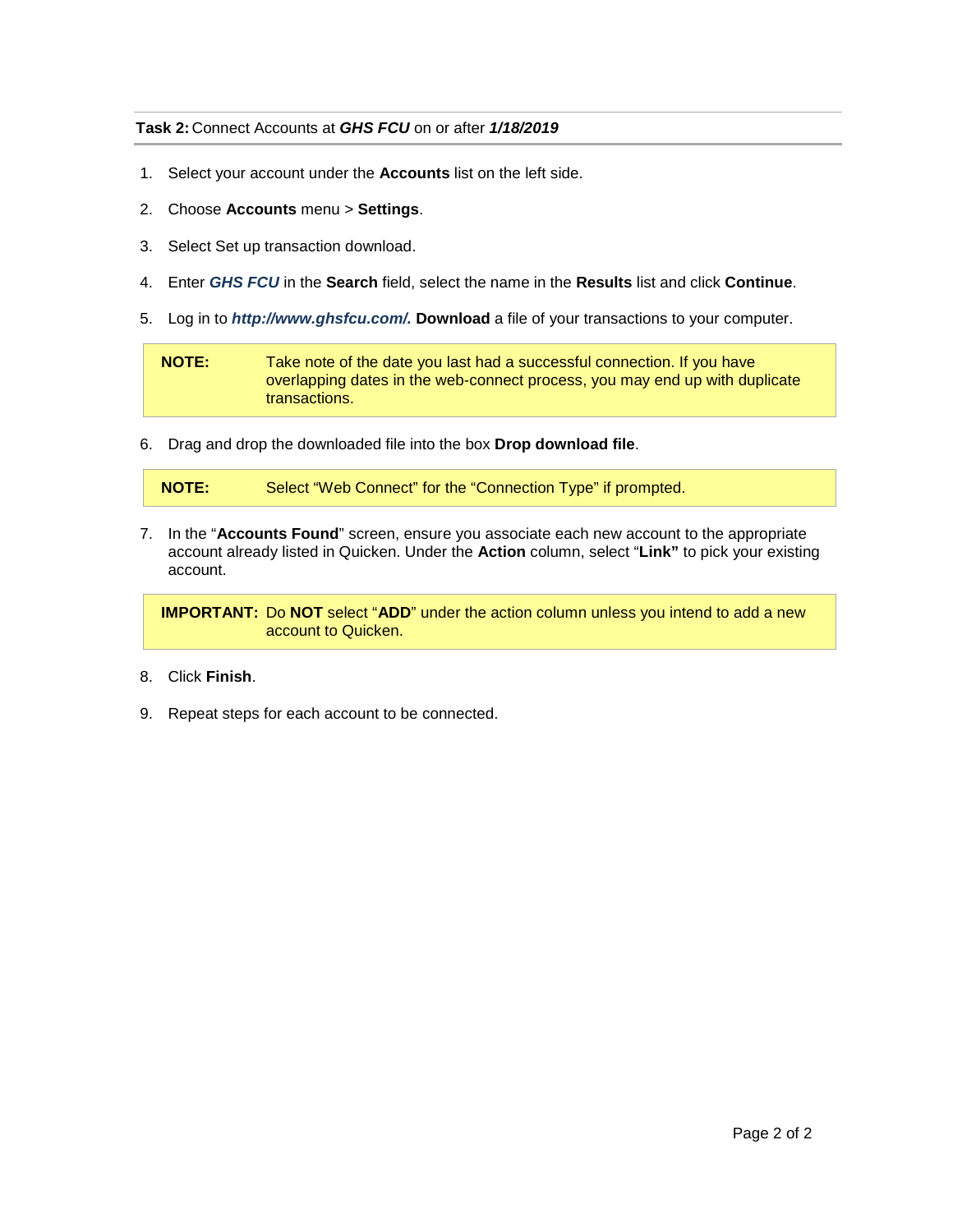**Task 2:** Connect Accounts at ***GHS FCU*** on or after ***1/18/2019***

1. Select your account under the **Accounts** list on the left side.
2. Choose **Accounts** menu > **Settings**.
3. Select Set up transaction download.
4. Enter ***GHS FCU*** in the **Search** field, select the name in the **Results** list and click **Continue**.
5. Log in to ***http://www.ghsfcu.com/.*** **Download** a file of your transactions to your computer.

| | |
|---|---|
| **NOTE:** | Take note of the date you last had a successful connection. If you have overlapping dates in the web-connect process, you may end up with duplicate transactions. |

6. Drag and drop the downloaded file into the box **Drop download file**.

| | |
|---|---|
| **NOTE:** | Select "Web Connect" for the "Connection Type" if prompted. |

7. In the "**Accounts Found**" screen, ensure you associate each new account to the appropriate account already listed in Quicken. Under the **Action** column, select "**Link"** to pick your existing account.

| | |
|---|---|
| **IMPORTANT:** | Do **NOT** select "**ADD**" under the action column unless you intend to add a new account to Quicken. |

8. Click **Finish**.
9. Repeat steps for each account to be connected.